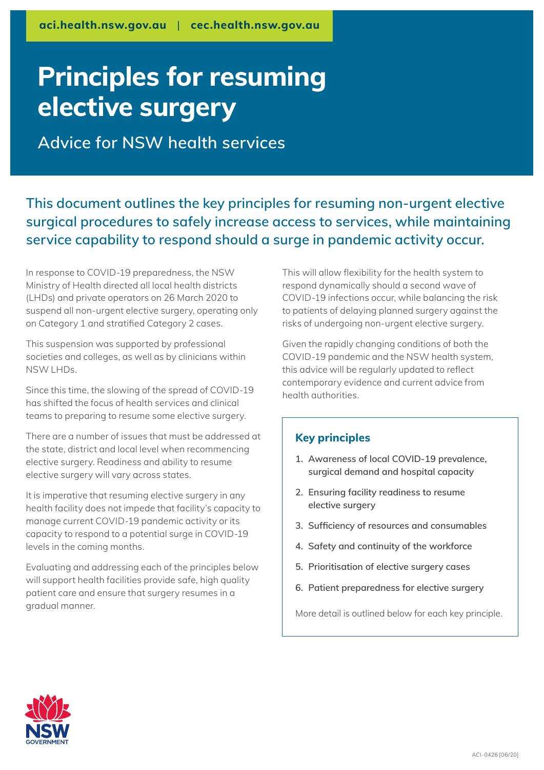aci.health.nsw.gov.au | cec.health.nsw.gov.au

# Principles for resuming elective surgery

## Advice for NSW health services

**This document outlines the key principles for resuming non-urgent elective surgical procedures to safely increase access to services, while maintaining service capability to respond should a surge in pandemic activity occur.**

In response to COVID-19 preparedness, the NSW Ministry of Health directed all local health districts (LHDs) and private operators on 26 March 2020 to suspend all non-urgent elective surgery, operating only on Category 1 and stratified Category 2 cases.

This suspension was supported by professional societies and colleges, as well as by clinicians within NSW LHDs.

Since this time, the slowing of the spread of COVID-19 has shifted the focus of health services and clinical teams to preparing to resume some elective surgery.

There are a number of issues that must be addressed at the state, district and local level when recommencing elective surgery. Readiness and ability to resume elective surgery will vary across states.

It is imperative that resuming elective surgery in any health facility does not impede that facility's capacity to manage current COVID-19 pandemic activity or its capacity to respond to a potential surge in COVID-19 levels in the coming months.

Evaluating and addressing each of the principles below will support health facilities provide safe, high quality patient care and ensure that surgery resumes in a gradual manner.

This will allow flexibility for the health system to respond dynamically should a second wave of COVID-19 infections occur, while balancing the risk to patients of delaying planned surgery against the risks of undergoing non-urgent elective surgery.

Given the rapidly changing conditions of both the COVID-19 pandemic and the NSW health system, this advice will be regularly updated to reflect contemporary evidence and current advice from health authorities.

### Key principles

1. Awareness of local COVID-19 prevalence, surgical demand and hospital capacity
2. Ensuring facility readiness to resume elective surgery
3. Sufficiency of resources and consumables
4. Safety and continuity of the workforce
5. Prioritisation of elective surgery cases
6. Patient preparedness for elective surgery

More detail is outlined below for each key principle.

ACI-0426 [06/20]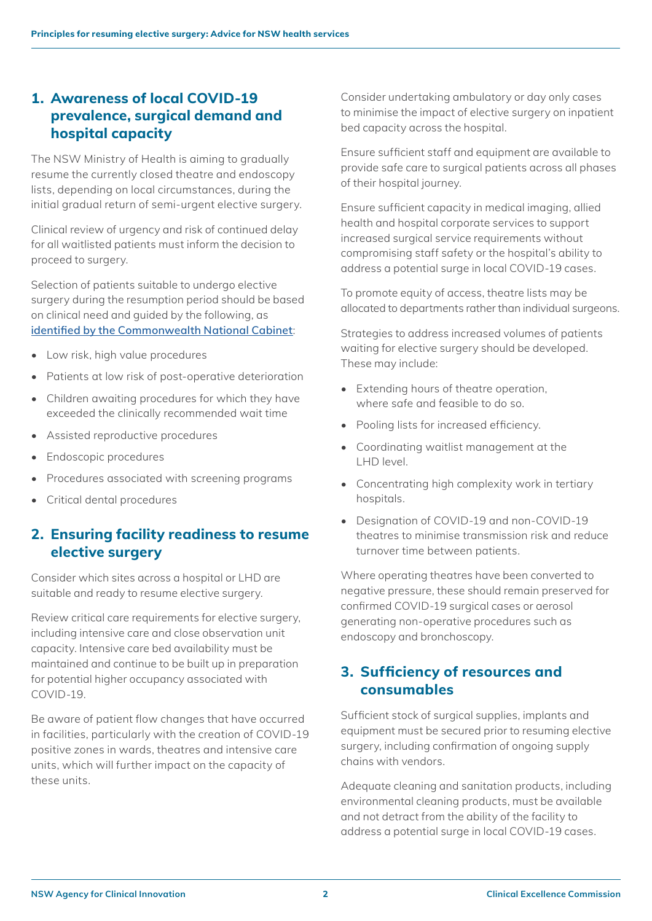## 1. Awareness of local COVID-19 prevalence, surgical demand and hospital capacity

The NSW Ministry of Health is aiming to gradually resume the currently closed theatre and endoscopy lists, depending on local circumstances, during the initial gradual return of semi-urgent elective surgery.

Clinical review of urgency and risk of continued delay for all waitlisted patients must inform the decision to proceed to surgery.

Selection of patients suitable to undergo elective surgery during the resumption period should be based on clinical need and guided by the following, as identified by the Commonwealth National Cabinet:

- Low risk, high value procedures
- Patients at low risk of post-operative deterioration
- Children awaiting procedures for which they have exceeded the clinically recommended wait time
- Assisted reproductive procedures
- Endoscopic procedures
- Procedures associated with screening programs
- Critical dental procedures

## 2. Ensuring facility readiness to resume elective surgery

Consider which sites across a hospital or LHD are suitable and ready to resume elective surgery.

Review critical care requirements for elective surgery, including intensive care and close observation unit capacity. Intensive care bed availability must be maintained and continue to be built up in preparation for potential higher occupancy associated with COVID-19.

Be aware of patient flow changes that have occurred in facilities, particularly with the creation of COVID-19 positive zones in wards, theatres and intensive care units, which will further impact on the capacity of these units.

Consider undertaking ambulatory or day only cases to minimise the impact of elective surgery on inpatient bed capacity across the hospital.

Ensure sufficient staff and equipment are available to provide safe care to surgical patients across all phases of their hospital journey.

Ensure sufficient capacity in medical imaging, allied health and hospital corporate services to support increased surgical service requirements without compromising staff safety or the hospital's ability to address a potential surge in local COVID-19 cases.

To promote equity of access, theatre lists may be allocated to departments rather than individual surgeons.

Strategies to address increased volumes of patients waiting for elective surgery should be developed. These may include:

- Extending hours of theatre operation, where safe and feasible to do so.
- Pooling lists for increased efficiency.
- Coordinating waitlist management at the LHD level.
- Concentrating high complexity work in tertiary hospitals.
- Designation of COVID-19 and non-COVID-19 theatres to minimise transmission risk and reduce turnover time between patients.

Where operating theatres have been converted to negative pressure, these should remain preserved for confirmed COVID-19 surgical cases or aerosol generating non-operative procedures such as endoscopy and bronchoscopy.

## 3. Sufficiency of resources and consumables

Sufficient stock of surgical supplies, implants and equipment must be secured prior to resuming elective surgery, including confirmation of ongoing supply chains with vendors.

Adequate cleaning and sanitation products, including environmental cleaning products, must be available and not detract from the ability of the facility to address a potential surge in local COVID-19 cases.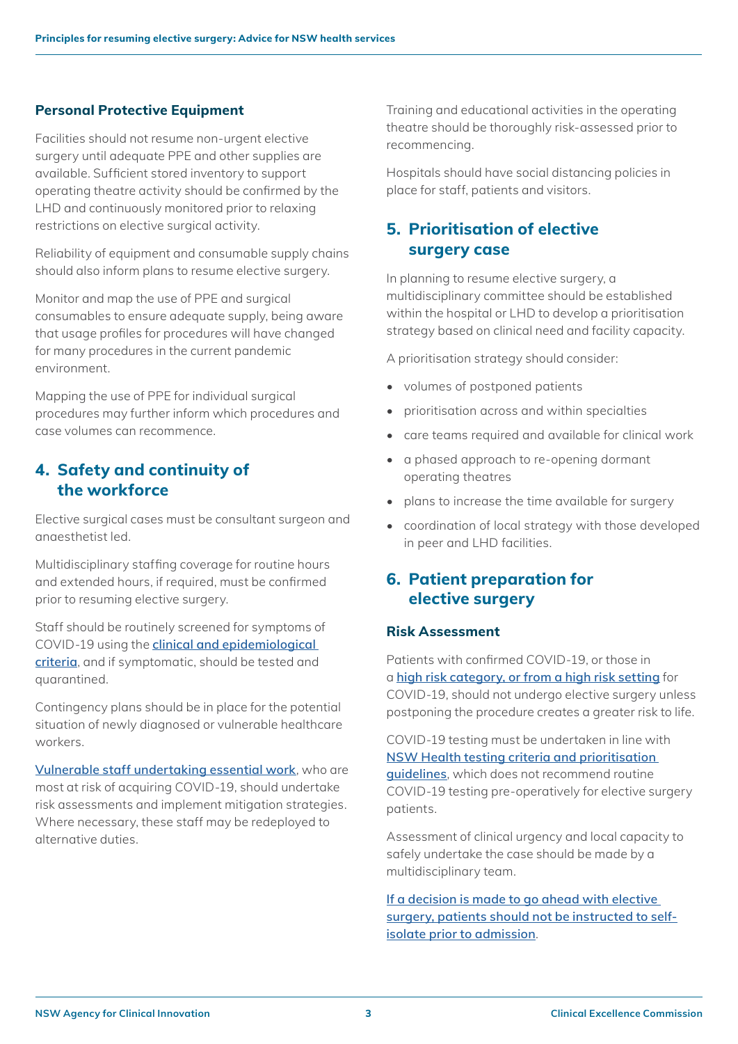### Personal Protective Equipment

Facilities should not resume non-urgent elective surgery until adequate PPE and other supplies are available. Sufficient stored inventory to support operating theatre activity should be confirmed by the LHD and continuously monitored prior to relaxing restrictions on elective surgical activity.

Reliability of equipment and consumable supply chains should also inform plans to resume elective surgery.

Monitor and map the use of PPE and surgical consumables to ensure adequate supply, being aware that usage profiles for procedures will have changed for many procedures in the current pandemic environment.

Mapping the use of PPE for individual surgical procedures may further inform which procedures and case volumes can recommence.

## 4. Safety and continuity of the workforce

Elective surgical cases must be consultant surgeon and anaesthetist led.

Multidisciplinary staffing coverage for routine hours and extended hours, if required, must be confirmed prior to resuming elective surgery.

Staff should be routinely screened for symptoms of COVID-19 using the clinical and epidemiological criteria, and if symptomatic, should be tested and quarantined.

Contingency plans should be in place for the potential situation of newly diagnosed or vulnerable healthcare workers.

Vulnerable staff undertaking essential work, who are most at risk of acquiring COVID-19, should undertake risk assessments and implement mitigation strategies. Where necessary, these staff may be redeployed to alternative duties.

Training and educational activities in the operating theatre should be thoroughly risk-assessed prior to recommencing.

Hospitals should have social distancing policies in place for staff, patients and visitors.

## 5. Prioritisation of elective surgery case

In planning to resume elective surgery, a multidisciplinary committee should be established within the hospital or LHD to develop a prioritisation strategy based on clinical need and facility capacity.

A prioritisation strategy should consider:

- volumes of postponed patients
- prioritisation across and within specialties
- care teams required and available for clinical work
- a phased approach to re-opening dormant operating theatres
- plans to increase the time available for surgery
- coordination of local strategy with those developed in peer and LHD facilities.

## 6. Patient preparation for elective surgery

### Risk Assessment

Patients with confirmed COVID-19, or those in a high risk category, or from a high risk setting for COVID-19, should not undergo elective surgery unless postponing the procedure creates a greater risk to life.

COVID-19 testing must be undertaken in line with NSW Health testing criteria and prioritisation guidelines, which does not recommend routine COVID-19 testing pre-operatively for elective surgery patients.

Assessment of clinical urgency and local capacity to safely undertake the case should be made by a multidisciplinary team.

If a decision is made to go ahead with elective surgery, patients should not be instructed to self-isolate prior to admission.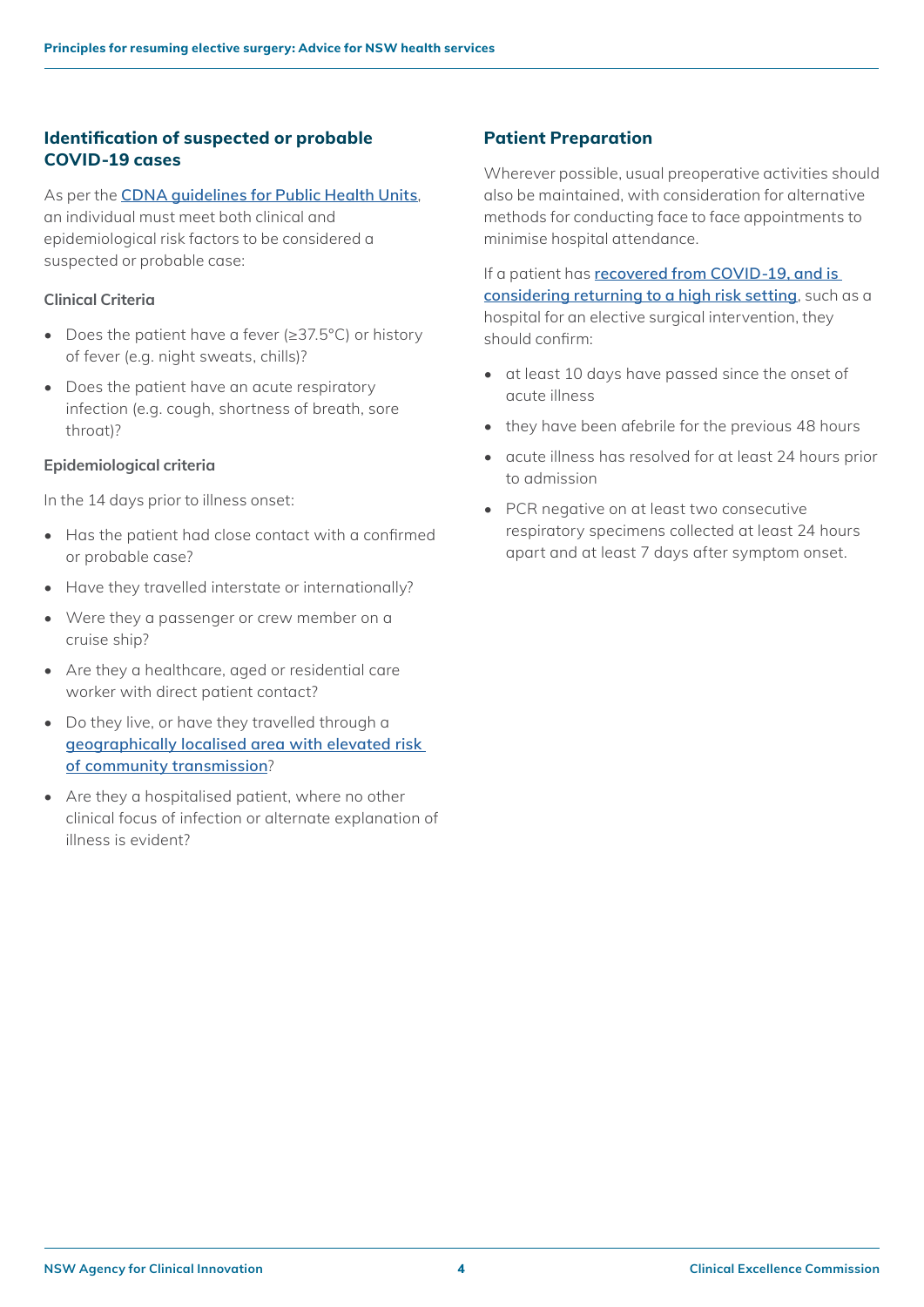## Identification of suspected or probable COVID-19 cases

As per the [CDNA guidelines for Public Health Units](), an individual must meet both clinical and epidemiological risk factors to be considered a suspected or probable case:

### Clinical Criteria

- Does the patient have a fever (≥37.5°C) or history of fever (e.g. night sweats, chills)?
- Does the patient have an acute respiratory infection (e.g. cough, shortness of breath, sore throat)?

### Epidemiological criteria

In the 14 days prior to illness onset:

- Has the patient had close contact with a confirmed or probable case?
- Have they travelled interstate or internationally?
- Were they a passenger or crew member on a cruise ship?
- Are they a healthcare, aged or residential care worker with direct patient contact?
- Do they live, or have they travelled through a [geographically localised area with elevated risk of community transmission]()?
- Are they a hospitalised patient, where no other clinical focus of infection or alternate explanation of illness is evident?

## Patient Preparation

Wherever possible, usual preoperative activities should also be maintained, with consideration for alternative methods for conducting face to face appointments to minimise hospital attendance.

If a patient has [recovered from COVID-19, and is considering returning to a high risk setting](), such as a hospital for an elective surgical intervention, they should confirm:

- at least 10 days have passed since the onset of acute illness
- they have been afebrile for the previous 48 hours
- acute illness has resolved for at least 24 hours prior to admission
- PCR negative on at least two consecutive respiratory specimens collected at least 24 hours apart and at least 7 days after symptom onset.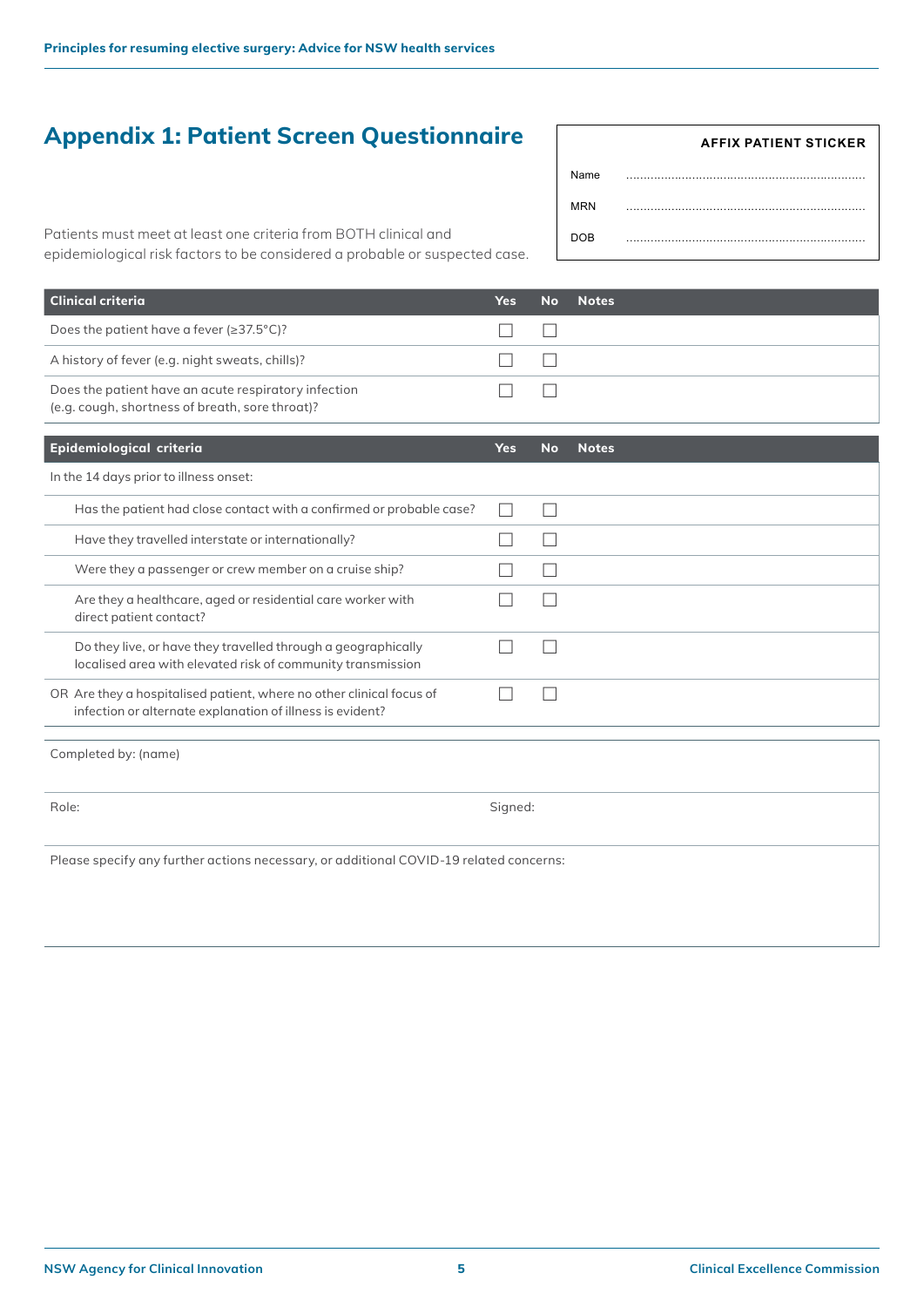# Appendix 1: Patient Screen Questionnaire

| AFFIX PATIENT STICKER | |
|---|---|
| Name | ..................................................................... |
| MRN | ..................................................................... |
| DOB | ..................................................................... |

Patients must meet at least one criteria from BOTH clinical and epidemiological risk factors to be considered a probable or suspected case.

| Clinical criteria | Yes | No | Notes |
|---|---|---|---|
| Does the patient have a fever (≥37.5°C)? | ☐ | ☐ | |
| A history of fever (e.g. night sweats, chills)? | ☐ | ☐ | |
| Does the patient have an acute respiratory infection (e.g. cough, shortness of breath, sore throat)? | ☐ | ☐ | |

| Epidemiological criteria | Yes | No | Notes |
|---|---|---|---|
| In the 14 days prior to illness onset: | | | |
| Has the patient had close contact with a confirmed or probable case? | ☐ | ☐ | |
| Have they travelled interstate or internationally? | ☐ | ☐ | |
| Were they a passenger or crew member on a cruise ship? | ☐ | ☐ | |
| Are they a healthcare, aged or residential care worker with direct patient contact? | ☐ | ☐ | |
| Do they live, or have they travelled through a geographically localised area with elevated risk of community transmission | ☐ | ☐ | |
| OR Are they a hospitalised patient, where no other clinical focus of infection or alternate explanation of illness is evident? | ☐ | ☐ | |

| Completed by: (name) | |
|---|---|
| Role: | Signed: |

Please specify any further actions necessary, or additional COVID-19 related concerns: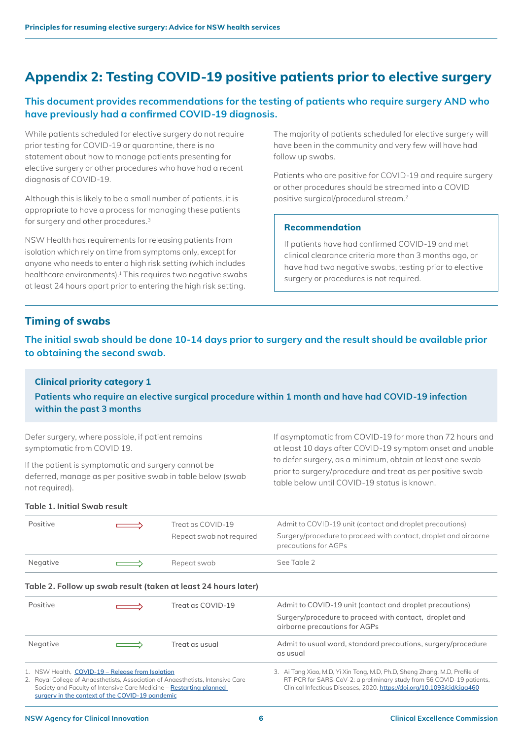# Appendix 2: Testing COVID-19 positive patients prior to elective surgery

## This document provides recommendations for the testing of patients who require surgery AND who have previously had a confirmed COVID-19 diagnosis.

While patients scheduled for elective surgery do not require prior testing for COVID-19 or quarantine, there is no statement about how to manage patients presenting for elective surgery or other procedures who have had a recent diagnosis of COVID-19.

Although this is likely to be a small number of patients, it is appropriate to have a process for managing these patients for surgery and other procedures.[3]

NSW Health has requirements for releasing patients from isolation which rely on time from symptoms only, except for anyone who needs to enter a high risk setting (which includes healthcare environments).[1] This requires two negative swabs at least 24 hours apart prior to entering the high risk setting.

The majority of patients scheduled for elective surgery will have been in the community and very few will have had follow up swabs.

Patients who are positive for COVID-19 and require surgery or other procedures should be streamed into a COVID positive surgical/procedural stream.[2]

> **Recommendation**
>
> If patients have had confirmed COVID-19 and met clinical clearance criteria more than 3 months ago, or have had two negative swabs, testing prior to elective surgery or procedures is not required.

## Timing of swabs

**The initial swab should be done 10-14 days prior to surgery and the result should be available prior to obtaining the second swab.**

### Clinical priority category 1

**Patients who require an elective surgical procedure within 1 month and have had COVID-19 infection within the past 3 months**

Defer surgery, where possible, if patient remains symptomatic from COVID 19.

If the patient is symptomatic and surgery cannot be deferred, manage as per positive swab in table below (swab not required).

If asymptomatic from COVID-19 for more than 72 hours and at least 10 days after COVID-19 symptom onset and unable to defer surgery, as a minimum, obtain at least one swab prior to surgery/procedure and treat as per positive swab table below until COVID-19 status is known.

**Table 1. Initial Swab result**

| Result | | Action | Management |
|---|---|---|---|
| Positive | ⟹ | Treat as COVID-19<br>Repeat swab not required | Admit to COVID-19 unit (contact and droplet precautions)<br>Surgery/procedure to proceed with contact, droplet and airborne precautions for AGPs |
| Negative | ⟹ | Repeat swab | See Table 2 |

**Table 2. Follow up swab result (taken at least 24 hours later)**

| Result | | Action | Management |
|---|---|---|---|
| Positive | ⟹ | Treat as COVID-19 | Admit to COVID-19 unit (contact and droplet precautions)<br>Surgery/procedure to proceed with contact, droplet and airborne precautions for AGPs |
| Negative | ⟹ | Treat as usual | Admit to usual ward, standard precautions, surgery/procedure as usual |

1. NSW Health, COVID-19 – Release from Isolation
2. Royal College of Anaesthetists, Association of Anaesthetists, Intensive Care Society and Faculty of Intensive Care Medicine – Restarting planned surgery in the context of the COVID-19 pandemic
3. Ai Tang Xiao, M.D, Yi Xin Tong, M.D, Ph.D, Sheng Zhang, M.D, Profile of RT-PCR for SARS-CoV-2: a preliminary study from 56 COVID-19 patients, Clinical Infectious Diseases, 2020. https://doi.org/10.1093/cid/ciaa460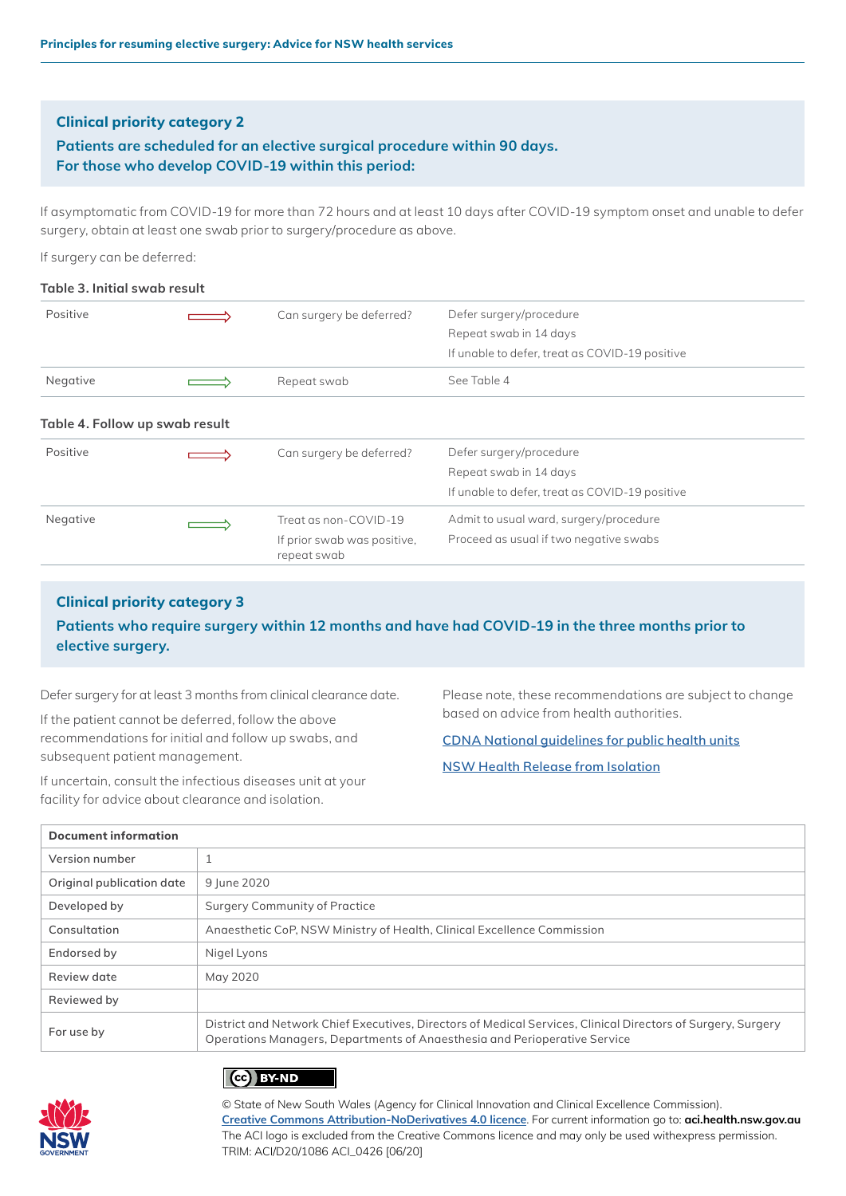## Clinical priority category 2

### Patients are scheduled for an elective surgical procedure within 90 days. For those who develop COVID-19 within this period:

If asymptomatic from COVID-19 for more than 72 hours and at least 10 days after COVID-19 symptom onset and unable to defer surgery, obtain at least one swab prior to surgery/procedure as above.

If surgery can be deferred:

**Table 3. Initial swab result**

| | | | |
|---|---|---|---|
| Positive | ⟹ | Can surgery be deferred? | Defer surgery/procedure<br>Repeat swab in 14 days<br>If unable to defer, treat as COVID-19 positive |
| Negative | ⟹ | Repeat swab | See Table 4 |

**Table 4. Follow up swab result**

| | | | |
|---|---|---|---|
| Positive | ⟹ | Can surgery be deferred? | Defer surgery/procedure<br>Repeat swab in 14 days<br>If unable to defer, treat as COVID-19 positive |
| Negative | ⟹ | Treat as non-COVID-19<br>If prior swab was positive, repeat swab | Admit to usual ward, surgery/procedure<br>Proceed as usual if two negative swabs |

## Clinical priority category 3

### Patients who require surgery within 12 months and have had COVID-19 in the three months prior to elective surgery.

Defer surgery for at least 3 months from clinical clearance date.

If the patient cannot be deferred, follow the above recommendations for initial and follow up swabs, and subsequent patient management.

If uncertain, consult the infectious diseases unit at your facility for advice about clearance and isolation.

Please note, these recommendations are subject to change based on advice from health authorities.

[CDNA National guidelines for public health units](#)

[NSW Health Release from Isolation](#)

| Document information | |
|---|---|
| Version number | 1 |
| Original publication date | 9 June 2020 |
| Developed by | Surgery Community of Practice |
| Consultation | Anaesthetic CoP, NSW Ministry of Health, Clinical Excellence Commission |
| Endorsed by | Nigel Lyons |
| Review date | May 2020 |
| Reviewed by | |
| For use by | District and Network Chief Executives, Directors of Medical Services, Clinical Directors of Surgery, Surgery Operations Managers, Departments of Anaesthesia and Perioperative Service |

© State of New South Wales (Agency for Clinical Innovation and Clinical Excellence Commission). [Creative Commons Attribution-NoDerivatives 4.0 licence](#). For current information go to: **aci.health.nsw.gov.au**
The ACI logo is excluded from the Creative Commons licence and may only be used withexpress permission.
TRIM: ACI/D20/1086 ACI_0426 [06/20]